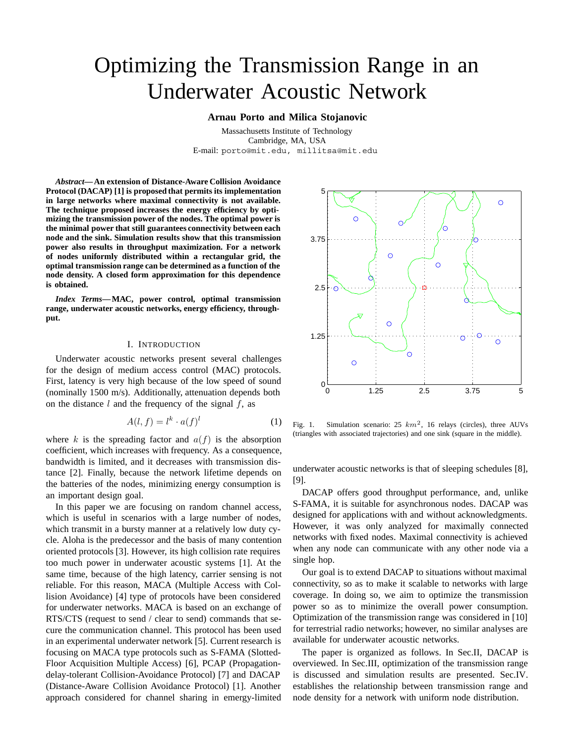# Optimizing the Transmission Range in an Underwater Acoustic Network

**Arnau Porto and Milica Stojanovic**

Massachusetts Institute of Technology
Cambridge, MA, USA
E-mail: porto@mit.edu, millitsa@mit.edu

***Abstract*— An extension of Distance-Aware Collision Avoidance Protocol (DACAP) [1] is proposed that permits its implementation in large networks where maximal connectivity is not available. The technique proposed increases the energy efficiency by optimizing the transmission power of the nodes. The optimal power is the minimal power that still guarantees connectivity between each node and the sink. Simulation results show that this transmission power also results in throughput maximization. For a network of nodes uniformly distributed within a rectangular grid, the optimal transmission range can be determined as a function of the node density. A closed form approximation for this dependence is obtained.**

***Index Terms*— MAC, power control, optimal transmission range, underwater acoustic networks, energy efficiency, throughput.**

## I. Introduction

Underwater acoustic networks present several challenges for the design of medium access control (MAC) protocols. First, latency is very high because of the low speed of sound (nominally 1500 m/s). Additionally, attenuation depends both on the distance $l$ and the frequency of the signal $f$, as

$$A(l, f) = l^k \cdot a(f)^l \tag{1}$$

where $k$ is the spreading factor and $a(f)$ is the absorption coefficient, which increases with frequency. As a consequence, bandwidth is limited, and it decreases with transmission distance [2]. Finally, because the network lifetime depends on the batteries of the nodes, minimizing energy consumption is an important design goal.

In this paper we are focusing on random channel access, which is useful in scenarios with a large number of nodes, which transmit in a bursty manner at a relatively low duty cycle. Aloha is the predecessor and the basis of many contention oriented protocols [3]. However, its high collision rate requires too much power in underwater acoustic systems [1]. At the same time, because of the high latency, carrier sensing is not reliable. For this reason, MACA (Multiple Access with Collision Avoidance) [4] type of protocols have been considered for underwater networks. MACA is based on an exchange of RTS/CTS (request to send / clear to send) commands that secure the communication channel. This protocol has been used in an experimental underwater network [5]. Current research is focusing on MACA type protocols such as S-FAMA (Slotted-Floor Acquisition Multiple Access) [6], PCAP (Propagation-delay-tolerant Collision-Avoidance Protocol) [7] and DACAP (Distance-Aware Collision Avoidance Protocol) [1]. Another approach considered for channel sharing in emergy-limited underwater acoustic networks is that of sleeping schedules [8], [9].

Fig. 1. Simulation scenario: 25 $km^2$, 16 relays (circles), three AUVs (triangles with associated trajectories) and one sink (square in the middle).

DACAP offers good throughput performance, and, unlike S-FAMA, it is suitable for asynchronous nodes. DACAP was designed for applications with and without acknowledgments. However, it was only analyzed for maximally connected networks with fixed nodes. Maximal connectivity is achieved when any node can communicate with any other node via a single hop.

Our goal is to extend DACAP to situations without maximal connectivity, so as to make it scalable to networks with large coverage. In doing so, we aim to optimize the transmission power so as to minimize the overall power consumption. Optimization of the transmission range was considered in [10] for terrestrial radio networks; however, no similar analyses are available for underwater acoustic networks.

The paper is organized as follows. In Sec.II, DACAP is overviewed. In Sec.III, optimization of the transmission range is discussed and simulation results are presented. Sec.IV. establishes the relationship between transmission range and node density for a network with uniform node distribution.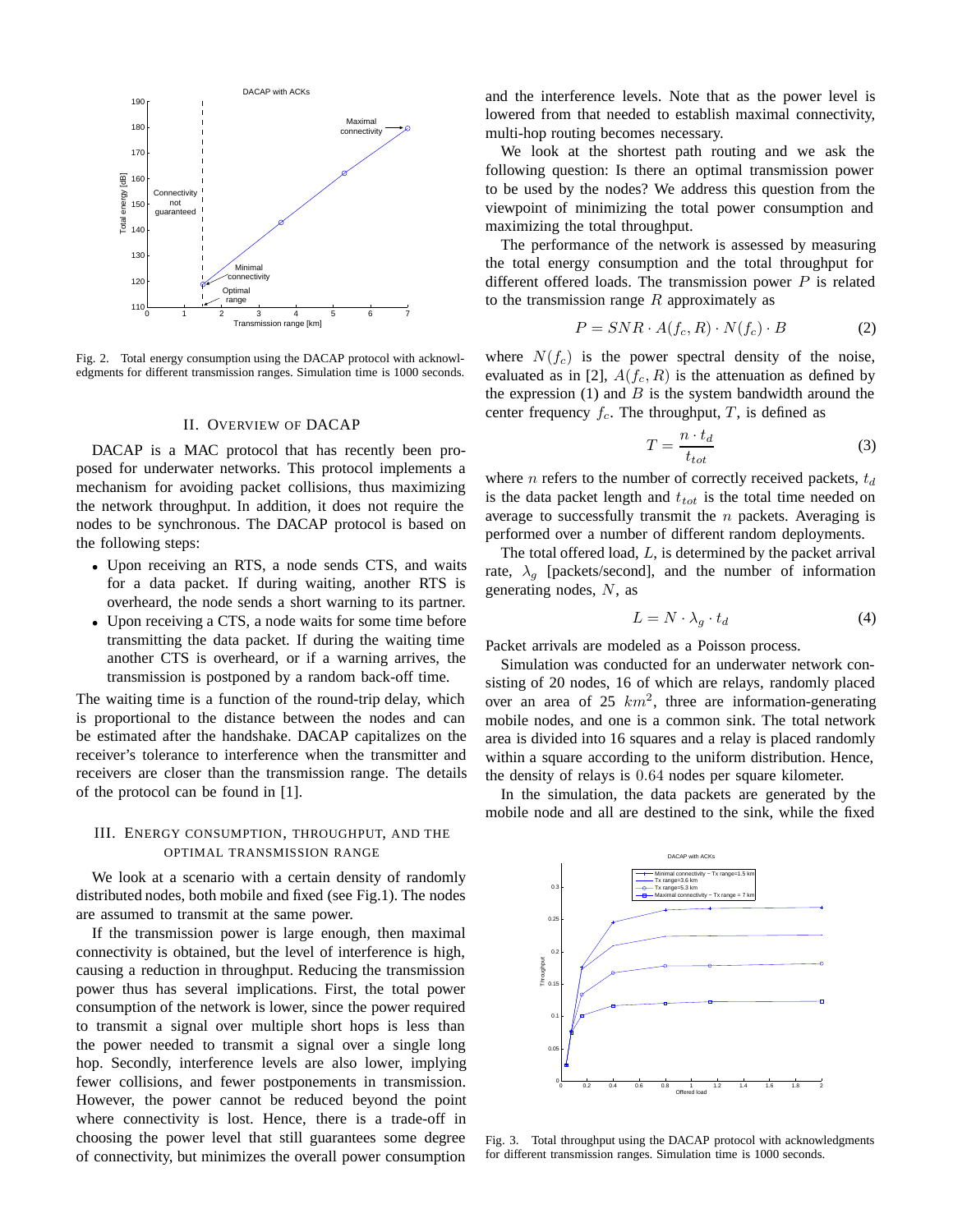Fig. 2. Total energy consumption using the DACAP protocol with acknowledgments for different transmission ranges. Simulation time is 1000 seconds.

## II. Overview of DACAP

DACAP is a MAC protocol that has recently been proposed for underwater networks. This protocol implements a mechanism for avoiding packet collisions, thus maximizing the network throughput. In addition, it does not require the nodes to be synchronous. The DACAP protocol is based on the following steps:

- Upon receiving an RTS, a node sends CTS, and waits for a data packet. If during waiting, another RTS is overheard, the node sends a short warning to its partner.
- Upon receiving a CTS, a node waits for some time before transmitting the data packet. If during the waiting time another CTS is overheard, or if a warning arrives, the transmission is postponed by a random back-off time.

The waiting time is a function of the round-trip delay, which is proportional to the distance between the nodes and can be estimated after the handshake. DACAP capitalizes on the receiver's tolerance to interference when the transmitter and receivers are closer than the transmission range. The details of the protocol can be found in [1].

## III. Energy Consumption, Throughput, and the Optimal Transmission Range

We look at a scenario with a certain density of randomly distributed nodes, both mobile and fixed (see Fig.1). The nodes are assumed to transmit at the same power.

If the transmission power is large enough, then maximal connectivity is obtained, but the level of interference is high, causing a reduction in throughput. Reducing the transmission power thus has several implications. First, the total power consumption of the network is lower, since the power required to transmit a signal over multiple short hops is less than the power needed to transmit a signal over a single long hop. Secondly, interference levels are also lower, implying fewer collisions, and fewer postponements in transmission. However, the power cannot be reduced beyond the point where connectivity is lost. Hence, there is a trade-off in choosing the power level that still guarantees some degree of connectivity, but minimizes the overall power consumption and the interference levels. Note that as the power level is lowered from that needed to establish maximal connectivity, multi-hop routing becomes necessary.

We look at the shortest path routing and we ask the following question: Is there an optimal transmission power to be used by the nodes? We address this question from the viewpoint of minimizing the total power consumption and maximizing the total throughput.

The performance of the network is assessed by measuring the total energy consumption and the total throughput for different offered loads. The transmission power $P$ is related to the transmission range $R$ approximately as

$$P = SNR \cdot A(f_c, R) \cdot N(f_c) \cdot B \tag{2}$$

where $N(f_c)$ is the power spectral density of the noise, evaluated as in [2], $A(f_c, R)$ is the attenuation as defined by the expression (1) and $B$ is the system bandwidth around the center frequency $f_c$. The throughput, $T$, is defined as

$$T = \frac{n \cdot t_d}{t_{tot}} \tag{3}$$

where $n$ refers to the number of correctly received packets, $t_d$ is the data packet length and $t_{tot}$ is the total time needed on average to successfully transmit the $n$ packets. Averaging is performed over a number of different random deployments.

The total offered load, $L$, is determined by the packet arrival rate, $\lambda_g$ [packets/second], and the number of information generating nodes, $N$, as

$$L = N \cdot \lambda_g \cdot t_d \tag{4}$$

Packet arrivals are modeled as a Poisson process.

Simulation was conducted for an underwater network consisting of 20 nodes, 16 of which are relays, randomly placed over an area of 25 $km^2$, three are information-generating mobile nodes, and one is a common sink. The total network area is divided into 16 squares and a relay is placed randomly within a square according to the uniform distribution. Hence, the density of relays is 0.64 nodes per square kilometer.

In the simulation, the data packets are generated by the mobile node and all are destined to the sink, while the fixed

Fig. 3. Total throughput using the DACAP protocol with acknowledgments for different transmission ranges. Simulation time is 1000 seconds.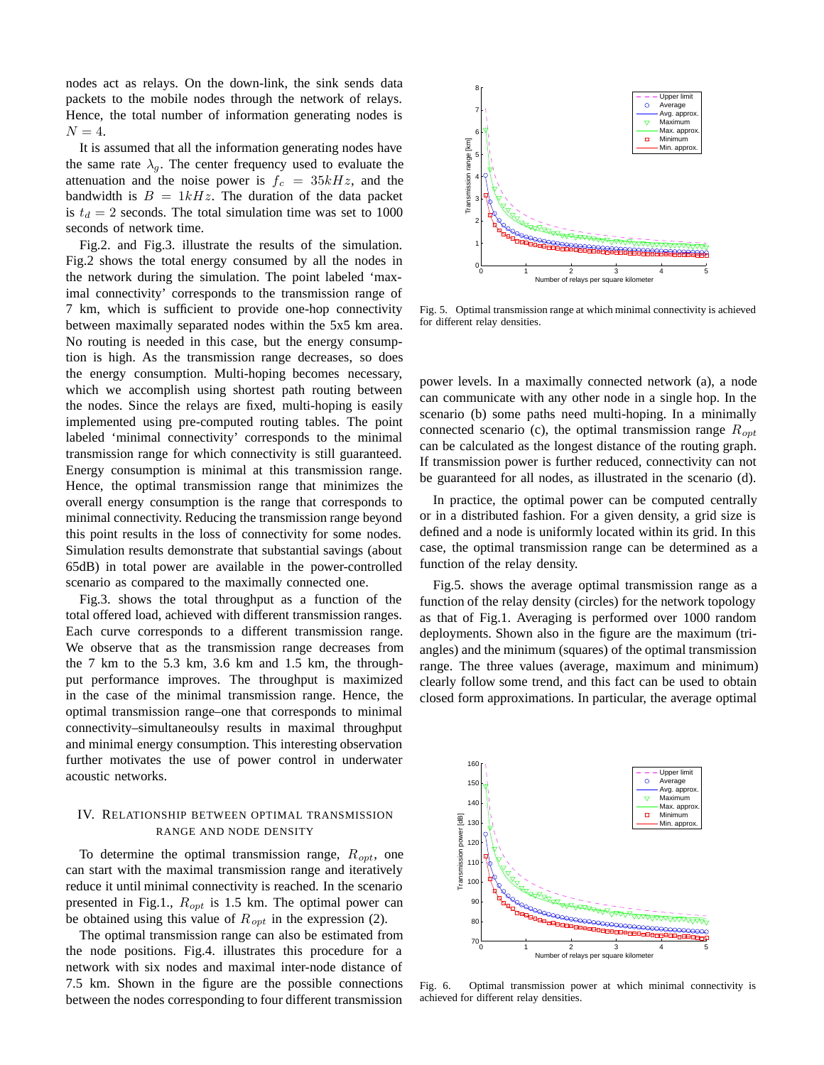nodes act as relays. On the down-link, the sink sends data packets to the mobile nodes through the network of relays. Hence, the total number of information generating nodes is $N = 4$.

It is assumed that all the information generating nodes have the same rate $\lambda_g$. The center frequency used to evaluate the attenuation and the noise power is $f_c = 35kHz$, and the bandwidth is $B = 1kHz$. The duration of the data packet is $t_d = 2$ seconds. The total simulation time was set to 1000 seconds of network time.

Fig.2. and Fig.3. illustrate the results of the simulation. Fig.2 shows the total energy consumed by all the nodes in the network during the simulation. The point labeled 'maximal connectivity' corresponds to the transmission range of 7 km, which is sufficient to provide one-hop connectivity between maximally separated nodes within the 5x5 km area. No routing is needed in this case, but the energy consumption is high. As the transmission range decreases, so does the energy consumption. Multi-hoping becomes necessary, which we accomplish using shortest path routing between the nodes. Since the relays are fixed, multi-hoping is easily implemented using pre-computed routing tables. The point labeled 'minimal connectivity' corresponds to the minimal transmission range for which connectivity is still guaranteed. Energy consumption is minimal at this transmission range. Hence, the optimal transmission range that minimizes the overall energy consumption is the range that corresponds to minimal connectivity. Reducing the transmission range beyond this point results in the loss of connectivity for some nodes. Simulation results demonstrate that substantial savings (about 65dB) in total power are available in the power-controlled scenario as compared to the maximally connected one.

Fig.3. shows the total throughput as a function of the total offered load, achieved with different transmission ranges. Each curve corresponds to a different transmission range. We observe that as the transmission range decreases from the 7 km to the 5.3 km, 3.6 km and 1.5 km, the throughput performance improves. The throughput is maximized in the case of the minimal transmission range. Hence, the optimal transmission range–one that corresponds to minimal connectivity–simultaneoulsy results in maximal throughput and minimal energy consumption. This interesting observation further motivates the use of power control in underwater acoustic networks.

## IV. Relationship between optimal transmission range and node density

To determine the optimal transmission range, $R_{opt}$, one can start with the maximal transmission range and iteratively reduce it until minimal connectivity is reached. In the scenario presented in Fig.1., $R_{opt}$ is 1.5 km. The optimal power can be obtained using this value of $R_{opt}$ in the expression (2).

The optimal transmission range can also be estimated from the node positions. Fig.4. illustrates this procedure for a network with six nodes and maximal inter-node distance of 7.5 km. Shown in the figure are the possible connections between the nodes corresponding to four different transmission power levels. In a maximally connected network (a), a node can communicate with any other node in a single hop. In the scenario (b) some paths need multi-hoping. In a minimally connected scenario (c), the optimal transmission range $R_{opt}$ can be calculated as the longest distance of the routing graph. If transmission power is further reduced, connectivity can not be guaranteed for all nodes, as illustrated in the scenario (d).

In practice, the optimal power can be computed centrally or in a distributed fashion. For a given density, a grid size is defined and a node is uniformly located within its grid. In this case, the optimal transmission range can be determined as a function of the relay density.

Fig.5. shows the average optimal transmission range as a function of the relay density (circles) for the network topology as that of Fig.1. Averaging is performed over 1000 random deployments. Shown also in the figure are the maximum (triangles) and the minimum (squares) of the optimal transmission range. The three values (average, maximum and minimum) clearly follow some trend, and this fact can be used to obtain closed form approximations. In particular, the average optimal

Fig. 5. Optimal transmission range at which minimal connectivity is achieved for different relay densities.

Fig. 6. Optimal transmission power at which minimal connectivity is achieved for different relay densities.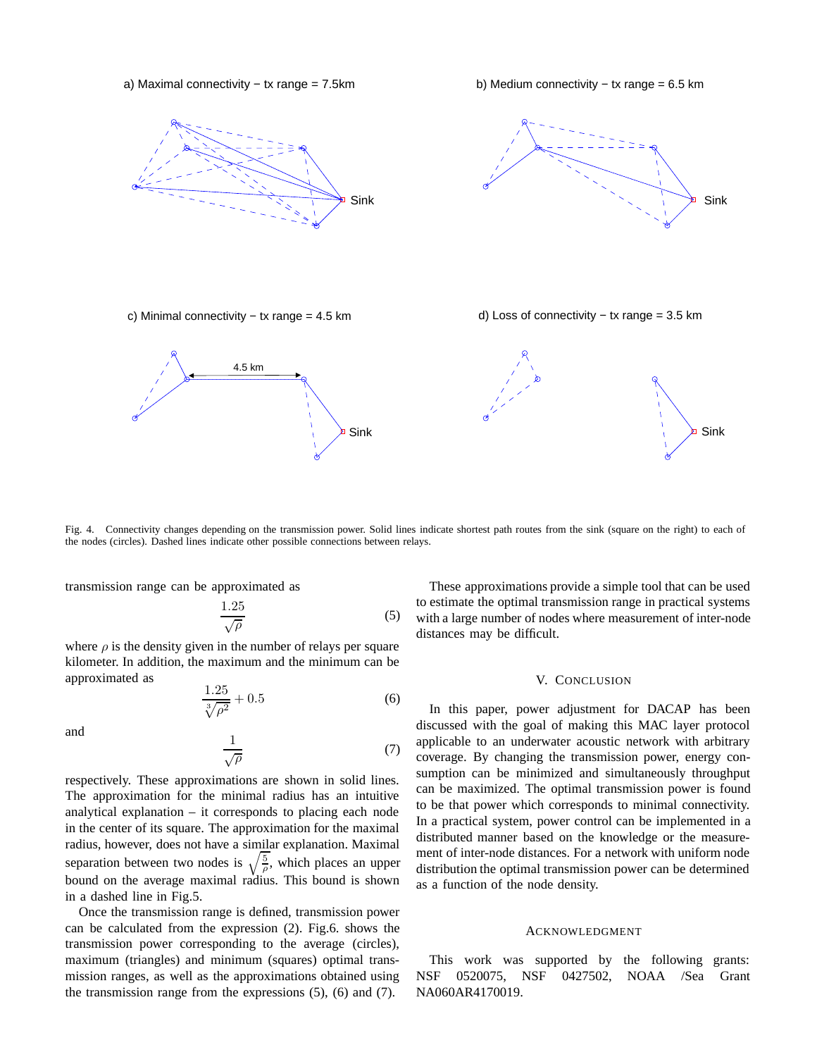a) Maximal connectivity − tx range = 7.5km

b) Medium connectivity − tx range = 6.5 km

c) Minimal connectivity − tx range = 4.5 km

d) Loss of connectivity − tx range = 3.5 km

Fig. 4. Connectivity changes depending on the transmission power. Solid lines indicate shortest path routes from the sink (square on the right) to each of the nodes (circles). Dashed lines indicate other possible connections between relays.

transmission range can be approximated as

$$\frac{1.25}{\sqrt{\rho}} \tag{5}$$

where $\rho$ is the density given in the number of relays per square kilometer. In addition, the maximum and the minimum can be approximated as

$$\frac{1.25}{\sqrt[3]{\rho^2}} + 0.5 \tag{6}$$

and

$$\frac{1}{\sqrt{\rho}} \tag{7}$$

respectively. These approximations are shown in solid lines. The approximation for the minimal radius has an intuitive analytical explanation – it corresponds to placing each node in the center of its square. The approximation for the maximal radius, however, does not have a similar explanation. Maximal separation between two nodes is $\sqrt{\frac{5}{\rho}}$, which places an upper bound on the average maximal radius. This bound is shown in a dashed line in Fig.5.

Once the transmission range is defined, transmission power can be calculated from the expression (2). Fig.6. shows the transmission power corresponding to the average (circles), maximum (triangles) and minimum (squares) optimal transmission ranges, as well as the approximations obtained using the transmission range from the expressions (5), (6) and (7).

These approximations provide a simple tool that can be used to estimate the optimal transmission range in practical systems with a large number of nodes where measurement of inter-node distances may be difficult.

## V. Conclusion

In this paper, power adjustment for DACAP has been discussed with the goal of making this MAC layer protocol applicable to an underwater acoustic network with arbitrary coverage. By changing the transmission power, energy consumption can be minimized and simultaneously throughput can be maximized. The optimal transmission power is found to be that power which corresponds to minimal connectivity. In a practical system, power control can be implemented in a distributed manner based on the knowledge or the measurement of inter-node distances. For a network with uniform node distribution the optimal transmission power can be determined as a function of the node density.

## Acknowledgment

This work was supported by the following grants: NSF 0520075, NSF 0427502, NOAA /Sea Grant NA060AR4170019.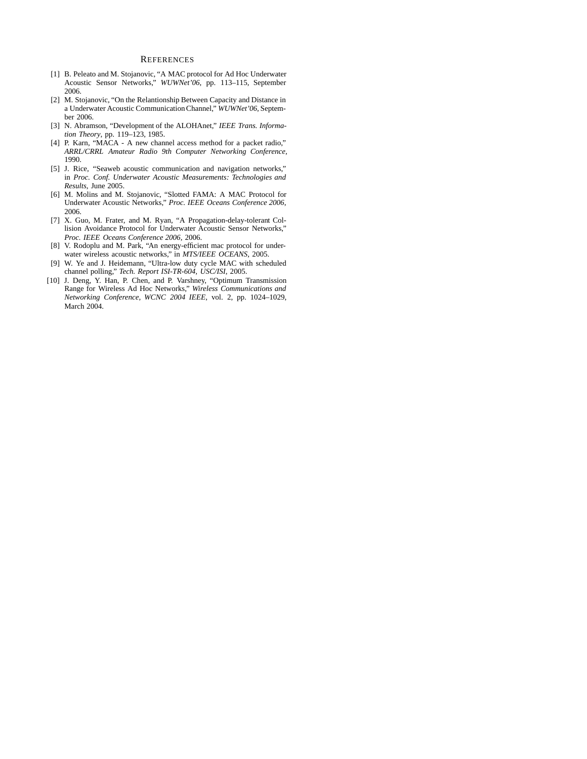## REFERENCES

[1] B. Peleato and M. Stojanovic, "A MAC protocol for Ad Hoc Underwater Acoustic Sensor Networks," *WUWNet'06*, pp. 113–115, September 2006.

[2] M. Stojanovic, "On the Relantionship Between Capacity and Distance in a Underwater Acoustic Communication Channel," *WUWNet'06*, September 2006.

[3] N. Abramson, "Development of the ALOHAnet," *IEEE Trans. Information Theory*, pp. 119–123, 1985.

[4] P. Karn, "MACA - A new channel access method for a packet radio," *ARRL/CRRL Amateur Radio 9th Computer Networking Conference*, 1990.

[5] J. Rice, "Seaweb acoustic communication and navigation networks," in *Proc. Conf. Underwater Acoustic Measurements: Technologies and Results*, June 2005.

[6] M. Molins and M. Stojanovic, "Slotted FAMA: A MAC Protocol for Underwater Acoustic Networks," *Proc. IEEE Oceans Conference 2006*, 2006.

[7] X. Guo, M. Frater, and M. Ryan, "A Propagation-delay-tolerant Collision Avoidance Protocol for Underwater Acoustic Sensor Networks," *Proc. IEEE Oceans Conference 2006*, 2006.

[8] V. Rodoplu and M. Park, "An energy-efficient mac protocol for underwater wireless acoustic networks," in *MTS/IEEE OCEANS*, 2005.

[9] W. Ye and J. Heidemann, "Ultra-low duty cycle MAC with scheduled channel polling," *Tech. Report ISI-TR-604, USC/ISI*, 2005.

[10] J. Deng, Y. Han, P. Chen, and P. Varshney, "Optimum Transmission Range for Wireless Ad Hoc Networks," *Wireless Communications and Networking Conference, WCNC 2004 IEEE*, vol. 2, pp. 1024–1029, March 2004.